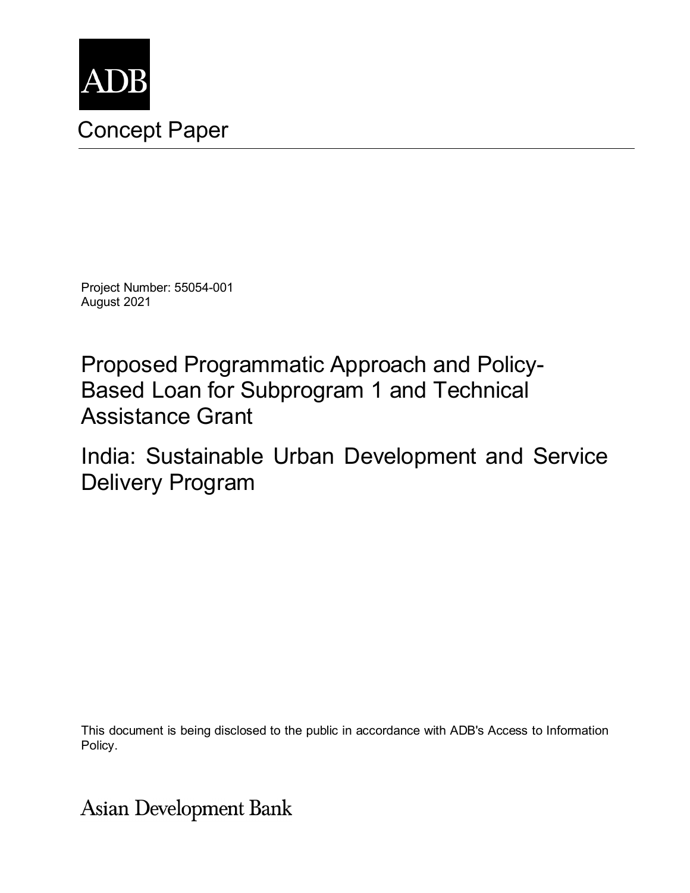ADB

# Concept Paper

Project Number: 55054-001
August 2021

## Proposed Programmatic Approach and Policy-Based Loan for Subprogram 1 and Technical Assistance Grant

## India: Sustainable Urban Development and Service Delivery Program

This document is being disclosed to the public in accordance with ADB's Access to Information Policy.

Asian Development Bank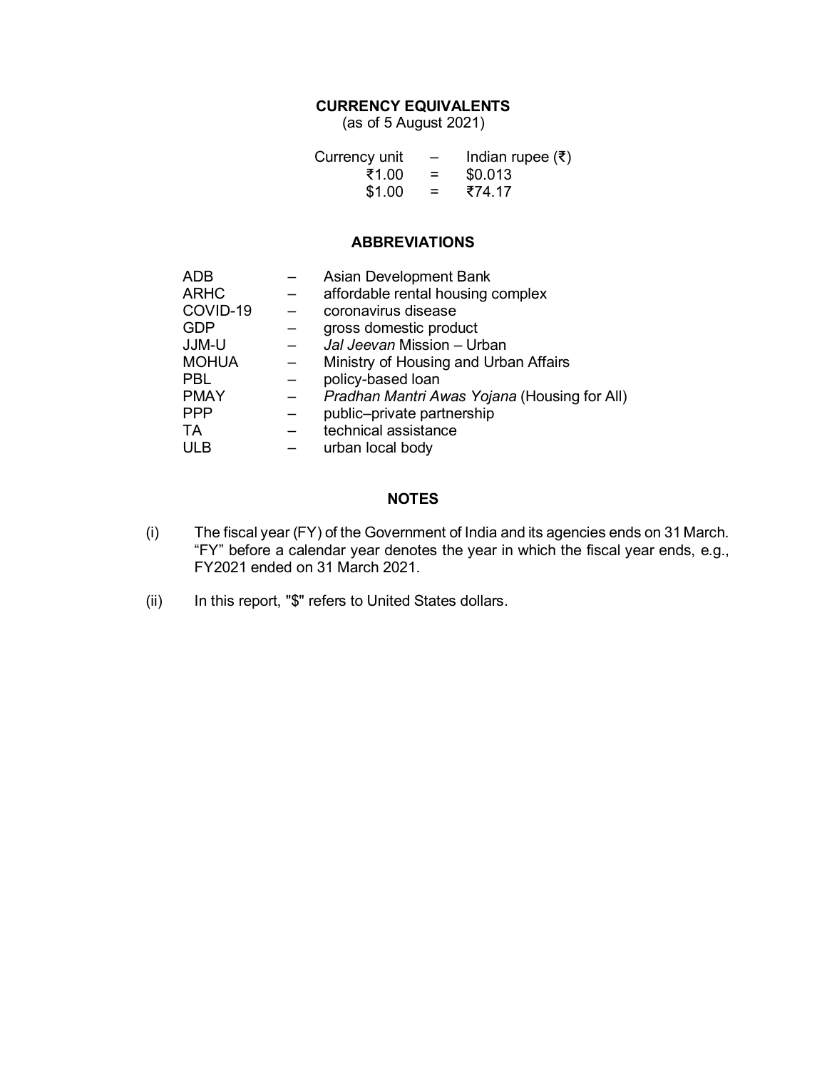## CURRENCY EQUIVALENTS

(as of 5 August 2021)

| Currency unit | – | Indian rupee (₹) |
| --- | --- | --- |
| ₹1.00 | = | \$0.013 |
| \$1.00 | = | ₹74.17 |

## ABBREVIATIONS

| | | |
| --- | --- | --- |
| ADB | – | Asian Development Bank |
| ARHC | – | affordable rental housing complex |
| COVID-19 | – | coronavirus disease |
| GDP | – | gross domestic product |
| JJM-U | – | *Jal Jeevan* Mission – Urban |
| MOHUA | – | Ministry of Housing and Urban Affairs |
| PBL | – | policy-based loan |
| PMAY | – | *Pradhan Mantri Awas Yojana* (Housing for All) |
| PPP | – | public–private partnership |
| TA | – | technical assistance |
| ULB | – | urban local body |

## NOTES

(i) The fiscal year (FY) of the Government of India and its agencies ends on 31 March. "FY" before a calendar year denotes the year in which the fiscal year ends, e.g., FY2021 ended on 31 March 2021.

(ii) In this report, "\$" refers to United States dollars.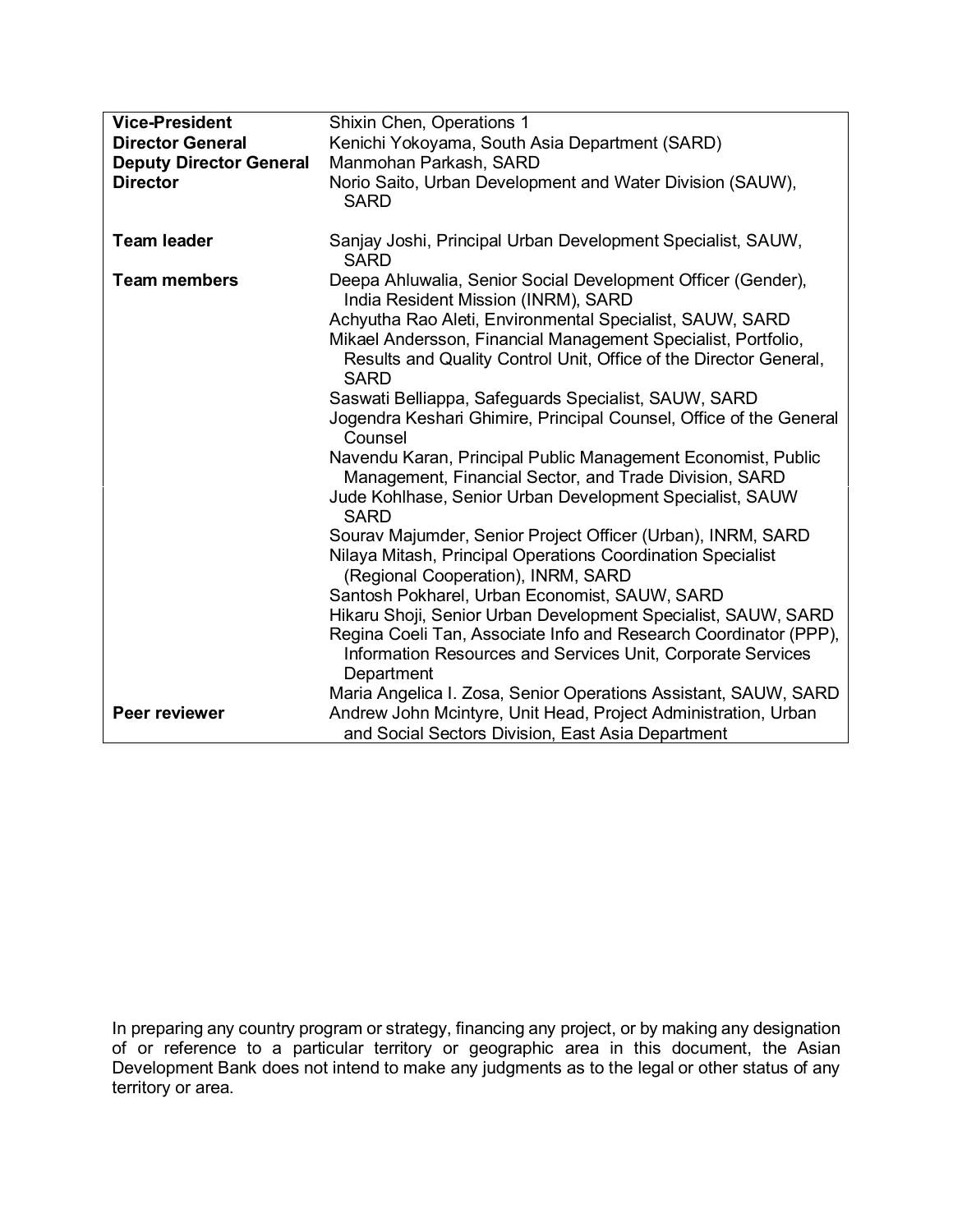| | |
|---|---|
| **Vice-President** | Shixin Chen, Operations 1 |
| **Director General** | Kenichi Yokoyama, South Asia Department (SARD) |
| **Deputy Director General** | Manmohan Parkash, SARD |
| **Director** | Norio Saito, Urban Development and Water Division (SAUW), SARD |
| | |
| **Team leader** | Sanjay Joshi, Principal Urban Development Specialist, SAUW, SARD |
| **Team members** | Deepa Ahluwalia, Senior Social Development Officer (Gender), India Resident Mission (INRM), SARD |
| | Achyutha Rao Aleti, Environmental Specialist, SAUW, SARD |
| | Mikael Andersson, Financial Management Specialist, Portfolio, Results and Quality Control Unit, Office of the Director General, SARD |
| | Saswati Belliappa, Safeguards Specialist, SAUW, SARD |
| | Jogendra Keshari Ghimire, Principal Counsel, Office of the General Counsel |
| | Navendu Karan, Principal Public Management Economist, Public Management, Financial Sector, and Trade Division, SARD |
| | Jude Kohlhase, Senior Urban Development Specialist, SAUW SARD |
| | Sourav Majumder, Senior Project Officer (Urban), INRM, SARD |
| | Nilaya Mitash, Principal Operations Coordination Specialist (Regional Cooperation), INRM, SARD |
| | Santosh Pokharel, Urban Economist, SAUW, SARD |
| | Hikaru Shoji, Senior Urban Development Specialist, SAUW, SARD |
| | Regina Coeli Tan, Associate Info and Research Coordinator (PPP), Information Resources and Services Unit, Corporate Services Department |
| | Maria Angelica I. Zosa, Senior Operations Assistant, SAUW, SARD |
| **Peer reviewer** | Andrew John Mcintyre, Unit Head, Project Administration, Urban and Social Sectors Division, East Asia Department |

In preparing any country program or strategy, financing any project, or by making any designation of or reference to a particular territory or geographic area in this document, the Asian Development Bank does not intend to make any judgments as to the legal or other status of any territory or area.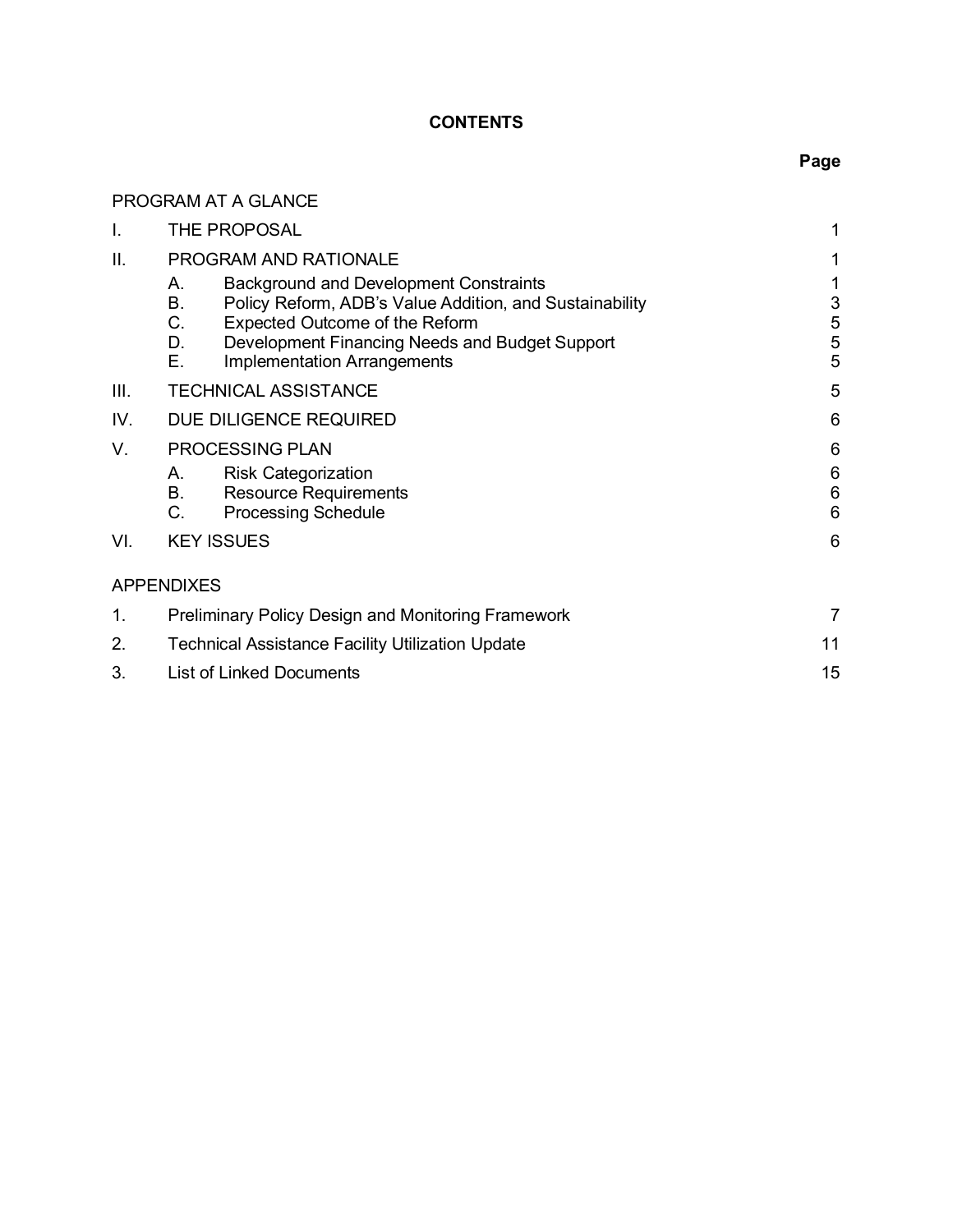# CONTENTS

| | | Page |
|---|---|---|
| PROGRAM AT A GLANCE | | |
| I. | THE PROPOSAL | 1 |
| II. | PROGRAM AND RATIONALE | 1 |
| | A. Background and Development Constraints | 1 |
| | B. Policy Reform, ADB's Value Addition, and Sustainability | 3 |
| | C. Expected Outcome of the Reform | 5 |
| | D. Development Financing Needs and Budget Support | 5 |
| | E. Implementation Arrangements | 5 |
| III. | TECHNICAL ASSISTANCE | 5 |
| IV. | DUE DILIGENCE REQUIRED | 6 |
| V. | PROCESSING PLAN | 6 |
| | A. Risk Categorization | 6 |
| | B. Resource Requirements | 6 |
| | C. Processing Schedule | 6 |
| VI. | KEY ISSUES | 6 |
| APPENDIXES | | |
| 1. | Preliminary Policy Design and Monitoring Framework | 7 |
| 2. | Technical Assistance Facility Utilization Update | 11 |
| 3. | List of Linked Documents | 15 |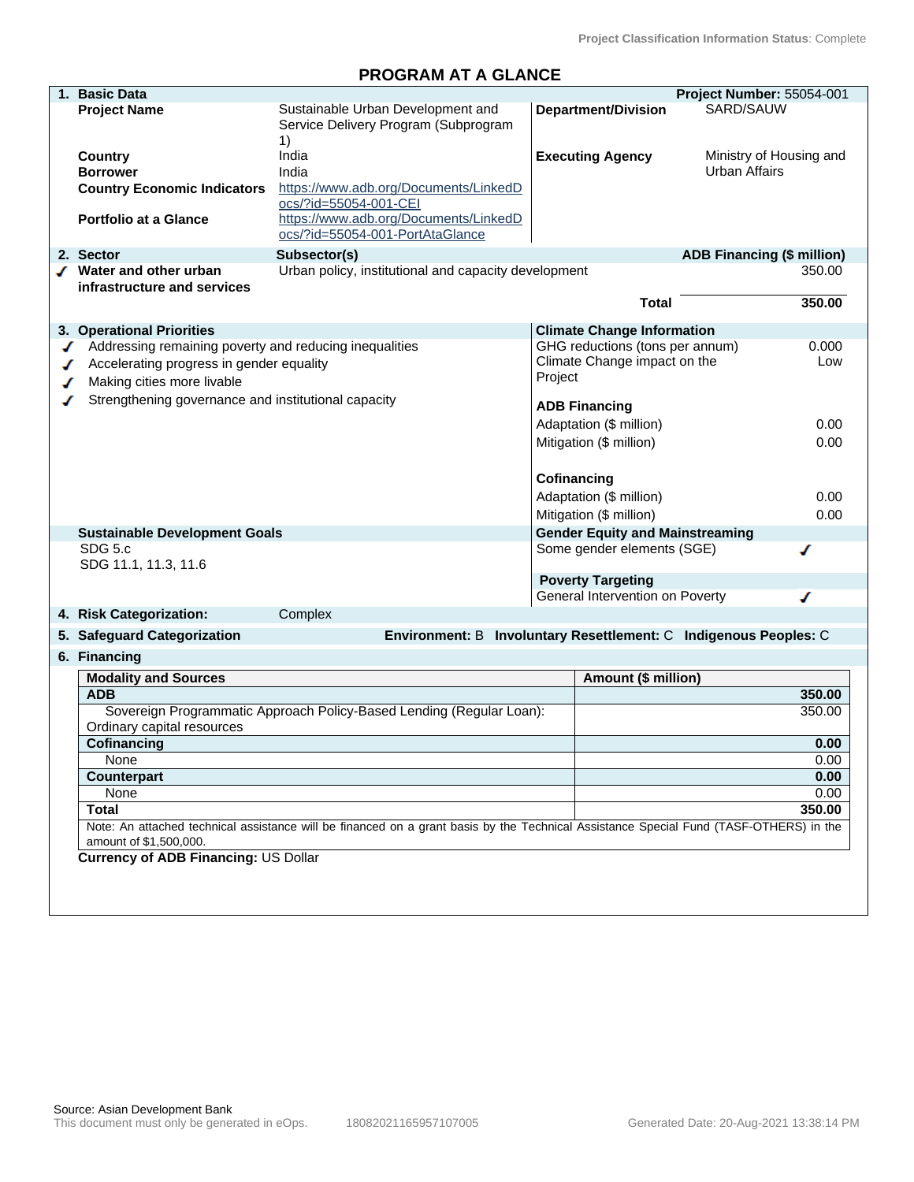Project Classification Information Status: Complete

# PROGRAM AT A GLANCE

| 1. Basic Data | | | Project Number: 55054-001 |
|---|---|---|---|
| Project Name | Sustainable Urban Development and Service Delivery Program (Subprogram 1) | Department/Division | SARD/SAUW |
| Country | India | Executing Agency | Ministry of Housing and Urban Affairs |
| Borrower | India | | |
| Country Economic Indicators | https://www.adb.org/Documents/LinkedDocs/?id=55054-001-CEI | | |
| Portfolio at a Glance | https://www.adb.org/Documents/LinkedDocs/?id=55054-001-PortAtaGlance | | |

| 2. Sector | Subsector(s) | ADB Financing ($ million) |
|---|---|---|
| ✓ Water and other urban infrastructure and services | Urban policy, institutional and capacity development | 350.00 |
| | Total | 350.00 |

| 3. Operational Priorities | Climate Change Information | |
|---|---|---|
| ✓ Addressing remaining poverty and reducing inequalities | GHG reductions (tons per annum) | 0.000 |
| ✓ Accelerating progress in gender equality | Climate Change impact on the Project | Low |
| ✓ Making cities more livable | | |
| ✓ Strengthening governance and institutional capacity | **ADB Financing** | |
| | Adaptation ($ million) | 0.00 |
| | Mitigation ($ million) | 0.00 |
| | **Cofinancing** | |
| | Adaptation ($ million) | 0.00 |
| | Mitigation ($ million) | 0.00 |
| **Sustainable Development Goals** | **Gender Equity and Mainstreaming** | |
| SDG 5.c<br>SDG 11.1, 11.3, 11.6 | Some gender elements (SGE) | ✓ |
| | **Poverty Targeting** | |
| | General Intervention on Poverty | ✓ |

**4. Risk Categorization:** Complex

**5. Safeguard Categorization** Environment: B Involuntary Resettlement: C Indigenous Peoples: C

**6. Financing**

| Modality and Sources | Amount ($ million) |
|---|---|
| **ADB** | **350.00** |
| Sovereign Programmatic Approach Policy-Based Lending (Regular Loan): Ordinary capital resources | 350.00 |
| **Cofinancing** | **0.00** |
| None | 0.00 |
| **Counterpart** | **0.00** |
| None | 0.00 |
| **Total** | **350.00** |

Note: An attached technical assistance will be financed on a grant basis by the Technical Assistance Special Fund (TASF-OTHERS) in the amount of $1,500,000.

**Currency of ADB Financing:** US Dollar

Source: Asian Development Bank
This document must only be generated in eOps. 18082021165957107005 Generated Date: 20-Aug-2021 13:38:14 PM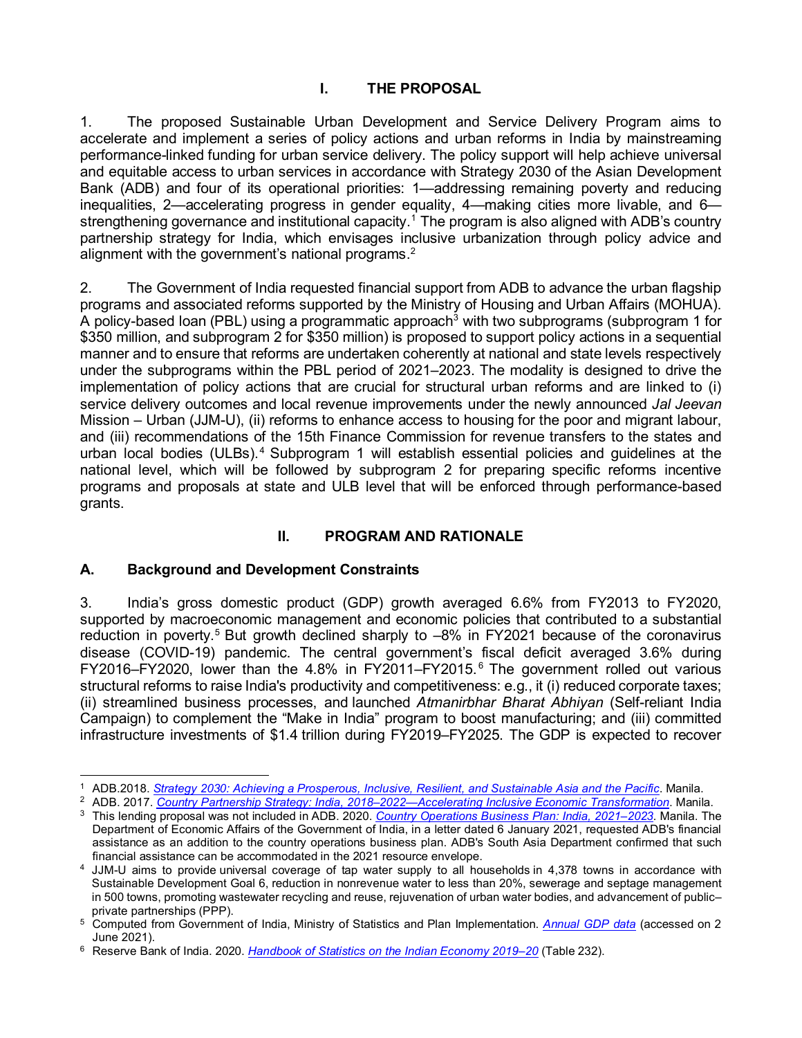# I. THE PROPOSAL

1. The proposed Sustainable Urban Development and Service Delivery Program aims to accelerate and implement a series of policy actions and urban reforms in India by mainstreaming performance-linked funding for urban service delivery. The policy support will help achieve universal and equitable access to urban services in accordance with Strategy 2030 of the Asian Development Bank (ADB) and four of its operational priorities: 1—addressing remaining poverty and reducing inequalities, 2—accelerating progress in gender equality, 4—making cities more livable, and 6—strengthening governance and institutional capacity.[1] The program is also aligned with ADB's country partnership strategy for India, which envisages inclusive urbanization through policy advice and alignment with the government's national programs.[2]

2. The Government of India requested financial support from ADB to advance the urban flagship programs and associated reforms supported by the Ministry of Housing and Urban Affairs (MOHUA). A policy-based loan (PBL) using a programmatic approach[3] with two subprograms (subprogram 1 for $350 million, and subprogram 2 for $350 million) is proposed to support policy actions in a sequential manner and to ensure that reforms are undertaken coherently at national and state levels respectively under the subprograms within the PBL period of 2021–2023. The modality is designed to drive the implementation of policy actions that are crucial for structural urban reforms and are linked to (i) service delivery outcomes and local revenue improvements under the newly announced *Jal Jeevan* Mission – Urban (JJM-U), (ii) reforms to enhance access to housing for the poor and migrant labour, and (iii) recommendations of the 15th Finance Commission for revenue transfers to the states and urban local bodies (ULBs).[4] Subprogram 1 will establish essential policies and guidelines at the national level, which will be followed by subprogram 2 for preparing specific reforms incentive programs and proposals at state and ULB level that will be enforced through performance-based grants.

# II. PROGRAM AND RATIONALE

## A. Background and Development Constraints

3. India's gross domestic product (GDP) growth averaged 6.6% from FY2013 to FY2020, supported by macroeconomic management and economic policies that contributed to a substantial reduction in poverty.[5] But growth declined sharply to –8% in FY2021 because of the coronavirus disease (COVID-19) pandemic. The central government's fiscal deficit averaged 3.6% during FY2016–FY2020, lower than the 4.8% in FY2011–FY2015.[6] The government rolled out various structural reforms to raise India's productivity and competitiveness: e.g., it (i) reduced corporate taxes; (ii) streamlined business processes, and launched *Atmanirbhar Bharat Abhiyan* (Self-reliant India Campaign) to complement the "Make in India" program to boost manufacturing; and (iii) committed infrastructure investments of $1.4 trillion during FY2019–FY2025. The GDP is expected to recover

---

[1] ADB.2018. *Strategy 2030: Achieving a Prosperous, Inclusive, Resilient, and Sustainable Asia and the Pacific*. Manila.

[2] ADB. 2017. *Country Partnership Strategy: India, 2018–2022—Accelerating Inclusive Economic Transformation*. Manila.

[3] This lending proposal was not included in ADB. 2020. *Country Operations Business Plan: India, 2021–2023*. Manila. The Department of Economic Affairs of the Government of India, in a letter dated 6 January 2021, requested ADB's financial assistance as an addition to the country operations business plan. ADB's South Asia Department confirmed that such financial assistance can be accommodated in the 2021 resource envelope.

[4] JJM-U aims to provide universal coverage of tap water supply to all households in 4,378 towns in accordance with Sustainable Development Goal 6, reduction in nonrevenue water to less than 20%, sewerage and septage management in 500 towns, promoting wastewater recycling and reuse, rejuvenation of urban water bodies, and advancement of public–private partnerships (PPP).

[5] Computed from Government of India, Ministry of Statistics and Plan Implementation. *Annual GDP data* (accessed on 2 June 2021).

[6] Reserve Bank of India. 2020. *Handbook of Statistics on the Indian Economy 2019–20* (Table 232).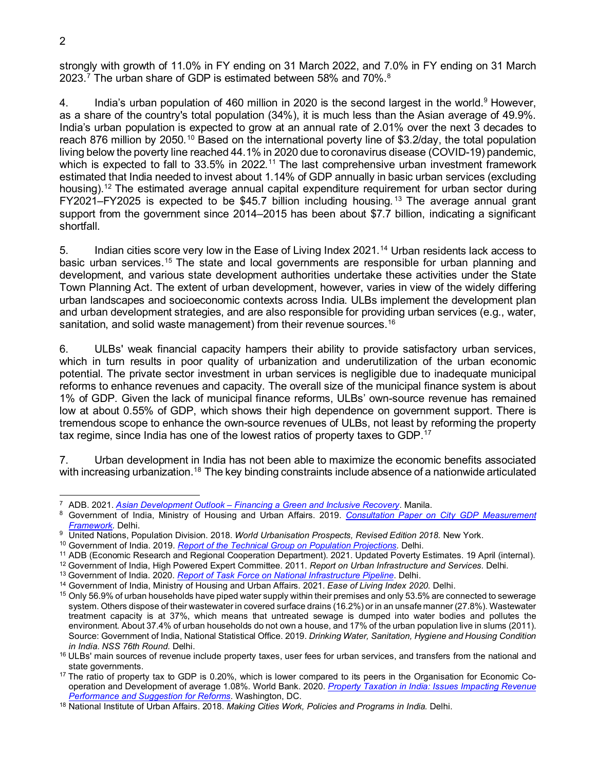strongly with growth of 11.0% in FY ending on 31 March 2022, and 7.0% in FY ending on 31 March 2023.[7] The urban share of GDP is estimated between 58% and 70%.[8]

4. India's urban population of 460 million in 2020 is the second largest in the world.[9] However, as a share of the country's total population (34%), it is much less than the Asian average of 49.9%. India's urban population is expected to grow at an annual rate of 2.01% over the next 3 decades to reach 876 million by 2050.[10] Based on the international poverty line of $3.2/day, the total population living below the poverty line reached 44.1% in 2020 due to coronavirus disease (COVID-19) pandemic, which is expected to fall to 33.5% in 2022.[11] The last comprehensive urban investment framework estimated that India needed to invest about 1.14% of GDP annually in basic urban services (excluding housing).[12] The estimated average annual capital expenditure requirement for urban sector during FY2021–FY2025 is expected to be $45.7 billion including housing.[13] The average annual grant support from the government since 2014–2015 has been about $7.7 billion, indicating a significant shortfall.

5. Indian cities score very low in the Ease of Living Index 2021.[14] Urban residents lack access to basic urban services.[15] The state and local governments are responsible for urban planning and development, and various state development authorities undertake these activities under the State Town Planning Act. The extent of urban development, however, varies in view of the widely differing urban landscapes and socioeconomic contexts across India. ULBs implement the development plan and urban development strategies, and are also responsible for providing urban services (e.g., water, sanitation, and solid waste management) from their revenue sources.[16]

6. ULBs' weak financial capacity hampers their ability to provide satisfactory urban services, which in turn results in poor quality of urbanization and underutilization of the urban economic potential. The private sector investment in urban services is negligible due to inadequate municipal reforms to enhance revenues and capacity. The overall size of the municipal finance system is about 1% of GDP. Given the lack of municipal finance reforms, ULBs' own-source revenue has remained low at about 0.55% of GDP, which shows their high dependence on government support. There is tremendous scope to enhance the own-source revenues of ULBs, not least by reforming the property tax regime, since India has one of the lowest ratios of property taxes to GDP.[17]

7. Urban development in India has not been able to maximize the economic benefits associated with increasing urbanization.[18] The key binding constraints include absence of a nationwide articulated

---

[7] ADB. 2021. *Asian Development Outlook – Financing a Green and Inclusive Recovery*. Manila.

[8] Government of India, Ministry of Housing and Urban Affairs. 2019. *Consultation Paper on City GDP Measurement Framework.* Delhi.

[9] United Nations, Population Division. 2018. *World Urbanisation Prospects, Revised Edition 2018.* New York.

[10] Government of India. 2019. *Report of the Technical Group on Population Projections.* Delhi.

[11] ADB (Economic Research and Regional Cooperation Department). 2021. Updated Poverty Estimates. 19 April (internal).

[12] Government of India, High Powered Expert Committee. 2011. *Report on Urban Infrastructure and Services.* Delhi.

[13] Government of India. 2020. *Report of Task Force on National Infrastructure Pipeline*. Delhi.

[14] Government of India, Ministry of Housing and Urban Affairs. 2021. *Ease of Living Index 2020.* Delhi.

[15] Only 56.9% of urban households have piped water supply within their premises and only 53.5% are connected to sewerage system. Others dispose of their wastewater in covered surface drains (16.2%) or in an unsafe manner (27.8%). Wastewater treatment capacity is at 37%, which means that untreated sewage is dumped into water bodies and pollutes the environment. About 37.4% of urban households do not own a house, and 17% of the urban population live in slums (2011). Source: Government of India, National Statistical Office. 2019. *Drinking Water, Sanitation, Hygiene and Housing Condition in India. NSS 76th Round.* Delhi.

[16] ULBs' main sources of revenue include property taxes, user fees for urban services, and transfers from the national and state governments.

[17] The ratio of property tax to GDP is 0.20%, which is lower compared to its peers in the Organisation for Economic Co-operation and Development of average 1.08%. World Bank. 2020. *Property Taxation in India: Issues Impacting Revenue Performance and Suggestion for Reforms*. Washington, DC.

[18] National Institute of Urban Affairs. 2018. *Making Cities Work, Policies and Programs in India.* Delhi.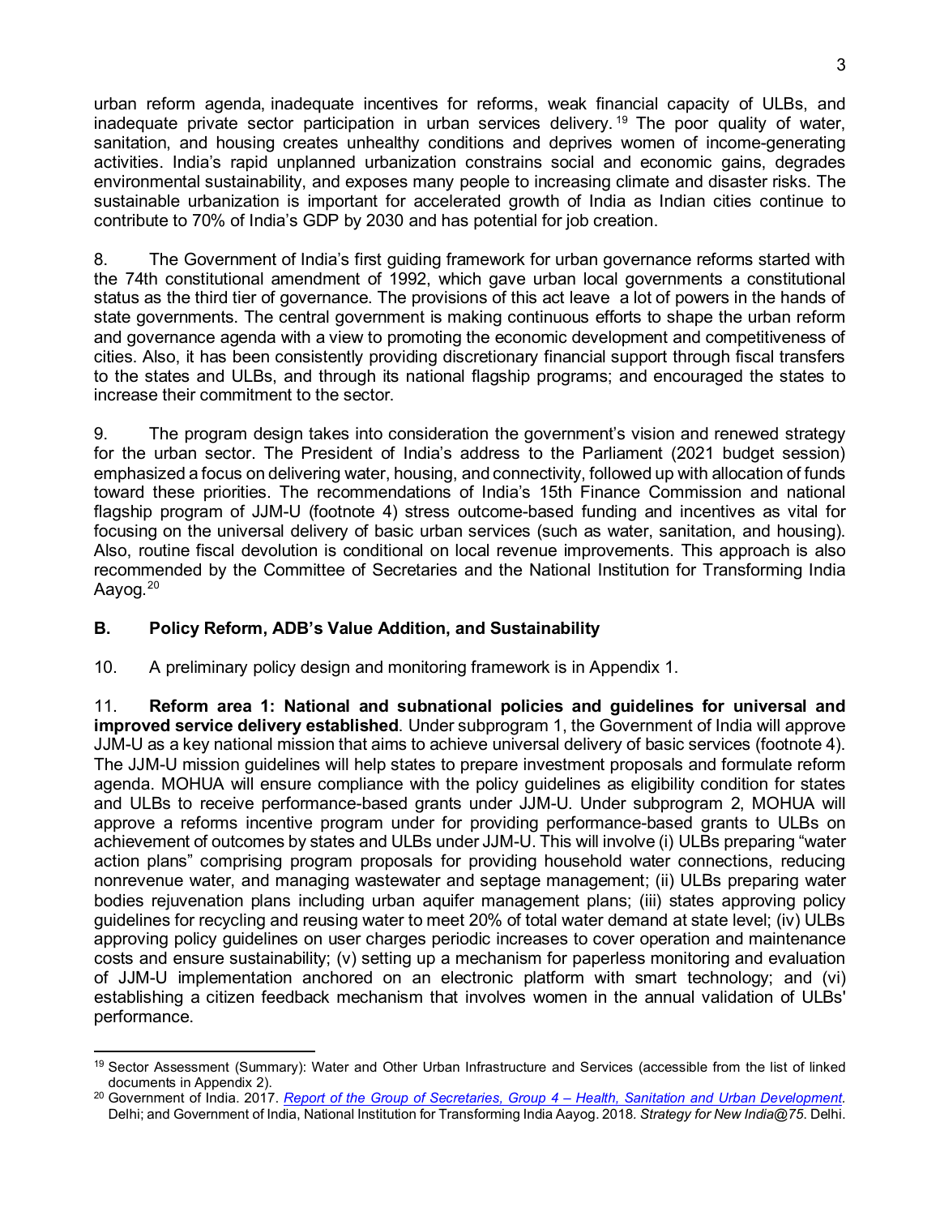urban reform agenda, inadequate incentives for reforms, weak financial capacity of ULBs, and inadequate private sector participation in urban services delivery.[19] The poor quality of water, sanitation, and housing creates unhealthy conditions and deprives women of income-generating activities. India's rapid unplanned urbanization constrains social and economic gains, degrades environmental sustainability, and exposes many people to increasing climate and disaster risks. The sustainable urbanization is important for accelerated growth of India as Indian cities continue to contribute to 70% of India's GDP by 2030 and has potential for job creation.

8. The Government of India's first guiding framework for urban governance reforms started with the 74th constitutional amendment of 1992, which gave urban local governments a constitutional status as the third tier of governance. The provisions of this act leave a lot of powers in the hands of state governments. The central government is making continuous efforts to shape the urban reform and governance agenda with a view to promoting the economic development and competitiveness of cities. Also, it has been consistently providing discretionary financial support through fiscal transfers to the states and ULBs, and through its national flagship programs; and encouraged the states to increase their commitment to the sector.

9. The program design takes into consideration the government's vision and renewed strategy for the urban sector. The President of India's address to the Parliament (2021 budget session) emphasized a focus on delivering water, housing, and connectivity, followed up with allocation of funds toward these priorities. The recommendations of India's 15th Finance Commission and national flagship program of JJM-U (footnote 4) stress outcome-based funding and incentives as vital for focusing on the universal delivery of basic urban services (such as water, sanitation, and housing). Also, routine fiscal devolution is conditional on local revenue improvements. This approach is also recommended by the Committee of Secretaries and the National Institution for Transforming India Aayog.[20]

## B. Policy Reform, ADB's Value Addition, and Sustainability

10. A preliminary policy design and monitoring framework is in Appendix 1.

11. **Reform area 1: National and subnational policies and guidelines for universal and improved service delivery established**. Under subprogram 1, the Government of India will approve JJM-U as a key national mission that aims to achieve universal delivery of basic services (footnote 4). The JJM-U mission guidelines will help states to prepare investment proposals and formulate reform agenda. MOHUA will ensure compliance with the policy guidelines as eligibility condition for states and ULBs to receive performance-based grants under JJM-U. Under subprogram 2, MOHUA will approve a reforms incentive program under for providing performance-based grants to ULBs on achievement of outcomes by states and ULBs under JJM-U. This will involve (i) ULBs preparing "water action plans" comprising program proposals for providing household water connections, reducing nonrevenue water, and managing wastewater and septage management; (ii) ULBs preparing water bodies rejuvenation plans including urban aquifer management plans; (iii) states approving policy guidelines for recycling and reusing water to meet 20% of total water demand at state level; (iv) ULBs approving policy guidelines on user charges periodic increases to cover operation and maintenance costs and ensure sustainability; (v) setting up a mechanism for paperless monitoring and evaluation of JJM-U implementation anchored on an electronic platform with smart technology; and (vi) establishing a citizen feedback mechanism that involves women in the annual validation of ULBs' performance.

---

[19] Sector Assessment (Summary): Water and Other Urban Infrastructure and Services (accessible from the list of linked documents in Appendix 2).

[20] Government of India. 2017. *Report of the Group of Secretaries, Group 4 – Health, Sanitation and Urban Development.* Delhi; and Government of India, National Institution for Transforming India Aayog. 2018. *Strategy for New India@75.* Delhi.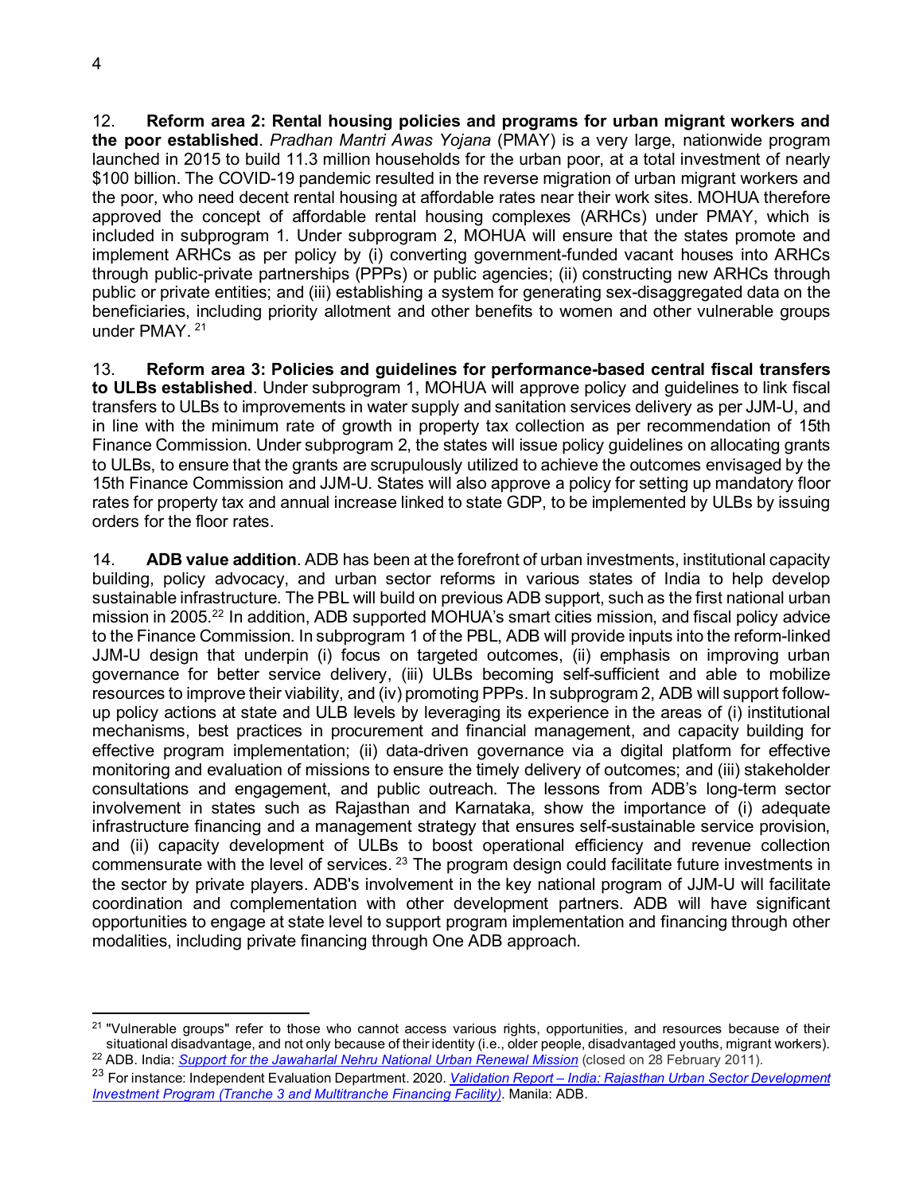12. **Reform area 2: Rental housing policies and programs for urban migrant workers and the poor established**. *Pradhan Mantri Awas Yojana* (PMAY) is a very large, nationwide program launched in 2015 to build 11.3 million households for the urban poor, at a total investment of nearly $100 billion. The COVID-19 pandemic resulted in the reverse migration of urban migrant workers and the poor, who need decent rental housing at affordable rates near their work sites. MOHUA therefore approved the concept of affordable rental housing complexes (ARHCs) under PMAY, which is included in subprogram 1. Under subprogram 2, MOHUA will ensure that the states promote and implement ARHCs as per policy by (i) converting government-funded vacant houses into ARHCs through public-private partnerships (PPPs) or public agencies; (ii) constructing new ARHCs through public or private entities; and (iii) establishing a system for generating sex-disaggregated data on the beneficiaries, including priority allotment and other benefits to women and other vulnerable groups under PMAY.[21]

13. **Reform area 3: Policies and guidelines for performance-based central fiscal transfers to ULBs established**. Under subprogram 1, MOHUA will approve policy and guidelines to link fiscal transfers to ULBs to improvements in water supply and sanitation services delivery as per JJM-U, and in line with the minimum rate of growth in property tax collection as per recommendation of 15th Finance Commission. Under subprogram 2, the states will issue policy guidelines on allocating grants to ULBs, to ensure that the grants are scrupulously utilized to achieve the outcomes envisaged by the 15th Finance Commission and JJM-U. States will also approve a policy for setting up mandatory floor rates for property tax and annual increase linked to state GDP, to be implemented by ULBs by issuing orders for the floor rates.

14. **ADB value addition**. ADB has been at the forefront of urban investments, institutional capacity building, policy advocacy, and urban sector reforms in various states of India to help develop sustainable infrastructure. The PBL will build on previous ADB support, such as the first national urban mission in 2005.[22] In addition, ADB supported MOHUA's smart cities mission, and fiscal policy advice to the Finance Commission. In subprogram 1 of the PBL, ADB will provide inputs into the reform-linked JJM-U design that underpin (i) focus on targeted outcomes, (ii) emphasis on improving urban governance for better service delivery, (iii) ULBs becoming self-sufficient and able to mobilize resources to improve their viability, and (iv) promoting PPPs. In subprogram 2, ADB will support follow-up policy actions at state and ULB levels by leveraging its experience in the areas of (i) institutional mechanisms, best practices in procurement and financial management, and capacity building for effective program implementation; (ii) data-driven governance via a digital platform for effective monitoring and evaluation of missions to ensure the timely delivery of outcomes; and (iii) stakeholder consultations and engagement, and public outreach. The lessons from ADB's long-term sector involvement in states such as Rajasthan and Karnataka, show the importance of (i) adequate infrastructure financing and a management strategy that ensures self-sustainable service provision, and (ii) capacity development of ULBs to boost operational efficiency and revenue collection commensurate with the level of services.[23] The program design could facilitate future investments in the sector by private players. ADB's involvement in the key national program of JJM-U will facilitate coordination and complementation with other development partners. ADB will have significant opportunities to engage at state level to support program implementation and financing through other modalities, including private financing through One ADB approach.

---

[21] "Vulnerable groups" refer to those who cannot access various rights, opportunities, and resources because of their situational disadvantage, and not only because of their identity (i.e., older people, disadvantaged youths, migrant workers).

[22] ADB. India: *Support for the Jawaharlal Nehru National Urban Renewal Mission* (closed on 28 February 2011).

[23] For instance: Independent Evaluation Department. 2020. *Validation Report – India: Rajasthan Urban Sector Development Investment Program (Tranche 3 and Multitranche Financing Facility)*. Manila: ADB.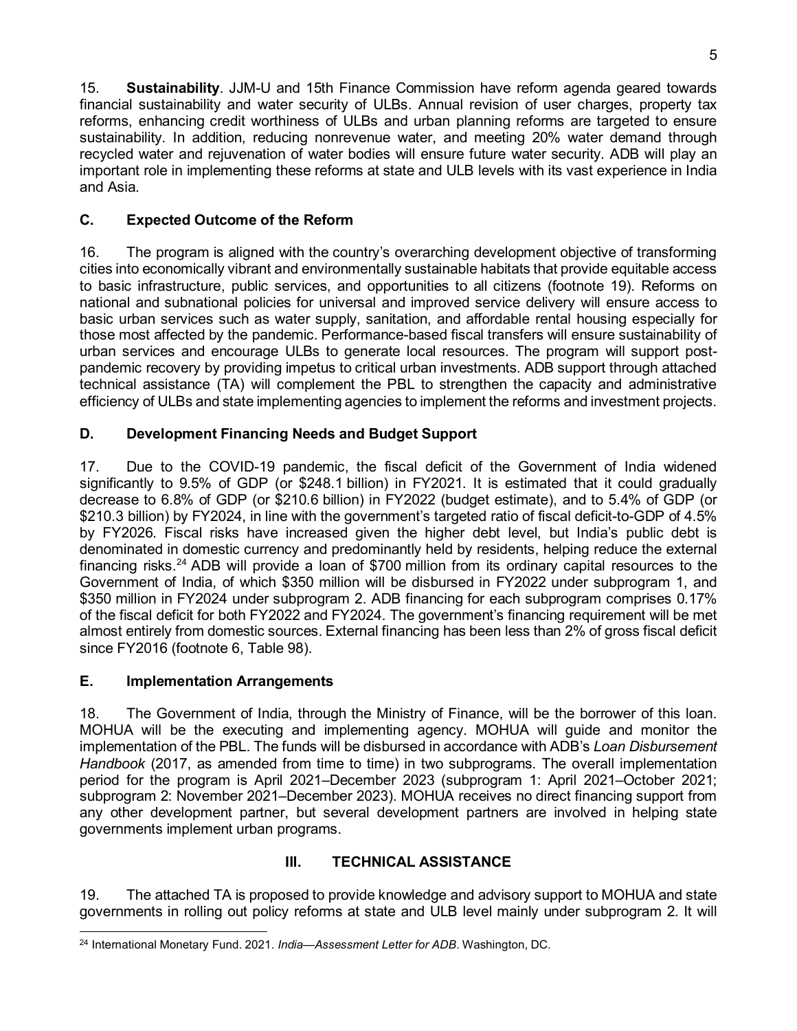15. **Sustainability**. JJM-U and 15th Finance Commission have reform agenda geared towards financial sustainability and water security of ULBs. Annual revision of user charges, property tax reforms, enhancing credit worthiness of ULBs and urban planning reforms are targeted to ensure sustainability. In addition, reducing nonrevenue water, and meeting 20% water demand through recycled water and rejuvenation of water bodies will ensure future water security. ADB will play an important role in implementing these reforms at state and ULB levels with its vast experience in India and Asia.

## C. Expected Outcome of the Reform

16. The program is aligned with the country's overarching development objective of transforming cities into economically vibrant and environmentally sustainable habitats that provide equitable access to basic infrastructure, public services, and opportunities to all citizens (footnote 19). Reforms on national and subnational policies for universal and improved service delivery will ensure access to basic urban services such as water supply, sanitation, and affordable rental housing especially for those most affected by the pandemic. Performance-based fiscal transfers will ensure sustainability of urban services and encourage ULBs to generate local resources. The program will support post-pandemic recovery by providing impetus to critical urban investments. ADB support through attached technical assistance (TA) will complement the PBL to strengthen the capacity and administrative efficiency of ULBs and state implementing agencies to implement the reforms and investment projects.

## D. Development Financing Needs and Budget Support

17. Due to the COVID-19 pandemic, the fiscal deficit of the Government of India widened significantly to 9.5% of GDP (or $248.1 billion) in FY2021. It is estimated that it could gradually decrease to 6.8% of GDP (or $210.6 billion) in FY2022 (budget estimate), and to 5.4% of GDP (or $210.3 billion) by FY2024, in line with the government's targeted ratio of fiscal deficit-to-GDP of 4.5% by FY2026. Fiscal risks have increased given the higher debt level, but India's public debt is denominated in domestic currency and predominantly held by residents, helping reduce the external financing risks.[24] ADB will provide a loan of $700 million from its ordinary capital resources to the Government of India, of which $350 million will be disbursed in FY2022 under subprogram 1, and $350 million in FY2024 under subprogram 2. ADB financing for each subprogram comprises 0.17% of the fiscal deficit for both FY2022 and FY2024. The government's financing requirement will be met almost entirely from domestic sources. External financing has been less than 2% of gross fiscal deficit since FY2016 (footnote 6, Table 98).

## E. Implementation Arrangements

18. The Government of India, through the Ministry of Finance, will be the borrower of this loan. MOHUA will be the executing and implementing agency. MOHUA will guide and monitor the implementation of the PBL. The funds will be disbursed in accordance with ADB's *Loan Disbursement Handbook* (2017, as amended from time to time) in two subprograms. The overall implementation period for the program is April 2021–December 2023 (subprogram 1: April 2021–October 2021; subprogram 2: November 2021–December 2023). MOHUA receives no direct financing support from any other development partner, but several development partners are involved in helping state governments implement urban programs.

# III. TECHNICAL ASSISTANCE

19. The attached TA is proposed to provide knowledge and advisory support to MOHUA and state governments in rolling out policy reforms at state and ULB level mainly under subprogram 2. It will

[24] International Monetary Fund. 2021. *India—Assessment Letter for ADB*. Washington, DC.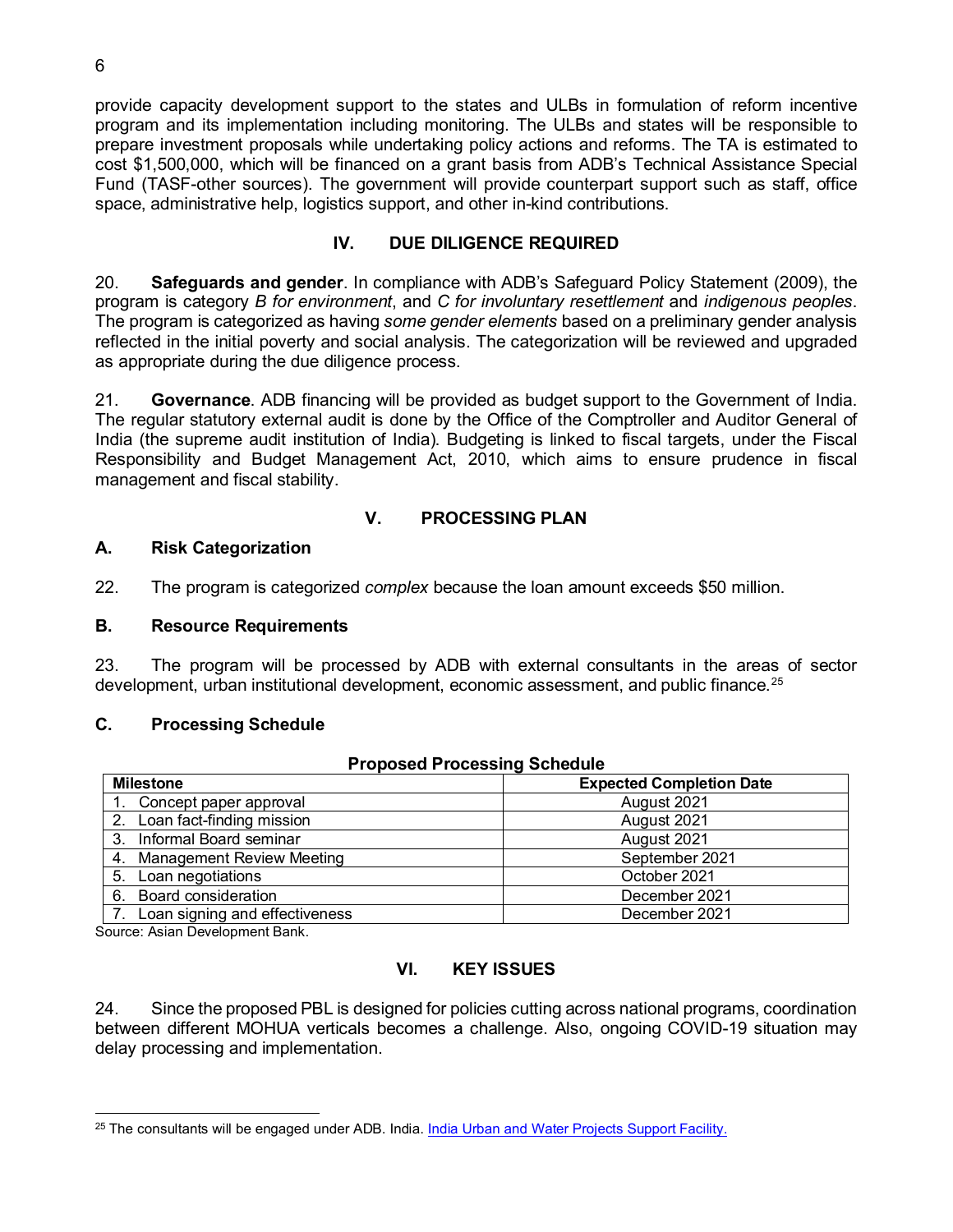provide capacity development support to the states and ULBs in formulation of reform incentive program and its implementation including monitoring. The ULBs and states will be responsible to prepare investment proposals while undertaking policy actions and reforms. The TA is estimated to cost $1,500,000, which will be financed on a grant basis from ADB's Technical Assistance Special Fund (TASF-other sources). The government will provide counterpart support such as staff, office space, administrative help, logistics support, and other in-kind contributions.

## IV. DUE DILIGENCE REQUIRED

20. **Safeguards and gender**. In compliance with ADB's Safeguard Policy Statement (2009), the program is category *B for environment*, and *C for involuntary resettlement* and *indigenous peoples*. The program is categorized as having *some gender elements* based on a preliminary gender analysis reflected in the initial poverty and social analysis. The categorization will be reviewed and upgraded as appropriate during the due diligence process.

21. **Governance**. ADB financing will be provided as budget support to the Government of India. The regular statutory external audit is done by the Office of the Comptroller and Auditor General of India (the supreme audit institution of India). Budgeting is linked to fiscal targets, under the Fiscal Responsibility and Budget Management Act, 2010, which aims to ensure prudence in fiscal management and fiscal stability.

## V. PROCESSING PLAN

### A. Risk Categorization

22. The program is categorized *complex* because the loan amount exceeds $50 million.

### B. Resource Requirements

23. The program will be processed by ADB with external consultants in the areas of sector development, urban institutional development, economic assessment, and public finance.[25]

### C. Processing Schedule

**Proposed Processing Schedule**

| Milestone | Expected Completion Date |
|---|---|
| 1. Concept paper approval | August 2021 |
| 2. Loan fact-finding mission | August 2021 |
| 3. Informal Board seminar | August 2021 |
| 4. Management Review Meeting | September 2021 |
| 5. Loan negotiations | October 2021 |
| 6. Board consideration | December 2021 |
| 7. Loan signing and effectiveness | December 2021 |

Source: Asian Development Bank.

## VI. KEY ISSUES

24. Since the proposed PBL is designed for policies cutting across national programs, coordination between different MOHUA verticals becomes a challenge. Also, ongoing COVID-19 situation may delay processing and implementation.

---

[25] The consultants will be engaged under ADB. India. India Urban and Water Projects Support Facility.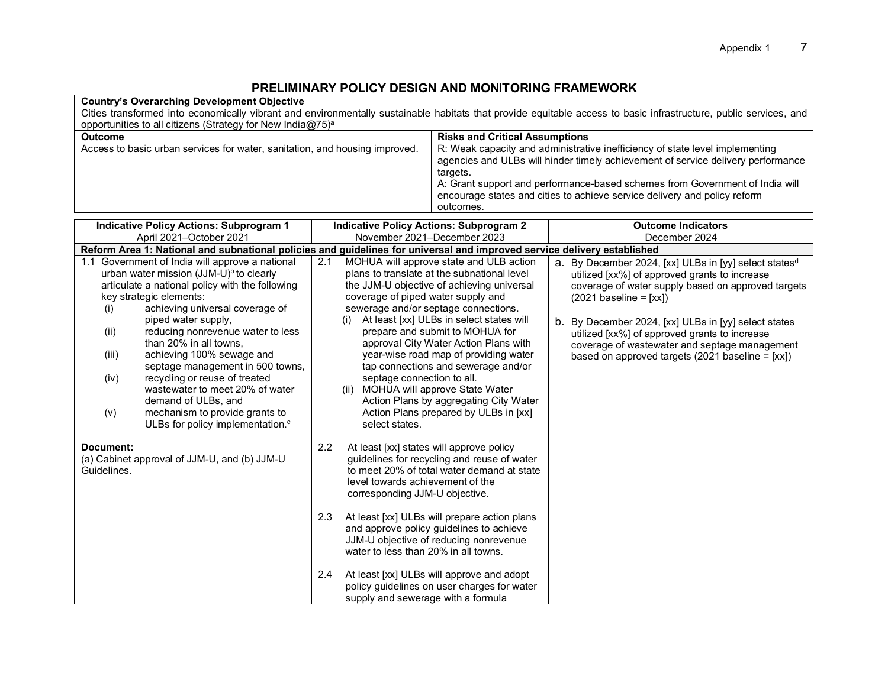## PRELIMINARY POLICY DESIGN AND MONITORING FRAMEWORK

| **Country's Overarching Development Objective** | |
|---|---|
| Cities transformed into economically vibrant and environmentally sustainable habitats that provide equitable access to basic infrastructure, public services, and opportunities to all citizens (Strategy for New India@75)[a] | |
| **Outcome** | **Risks and Critical Assumptions** |
| Access to basic urban services for water, sanitation, and housing improved. | R: Weak capacity and administrative inefficiency of state level implementing agencies and ULBs will hinder timely achievement of service delivery performance targets.<br>A: Grant support and performance-based schemes from Government of India will encourage states and cities to achieve service delivery and policy reform outcomes. |

| **Indicative Policy Actions: Subprogram 1**<br>April 2021–October 2021 | **Indicative Policy Actions: Subprogram 2**<br>November 2021–December 2023 | **Outcome Indicators**<br>December 2024 |
|---|---|---|
| **Reform Area 1: National and subnational policies and guidelines for universal and improved service delivery established** | | |
| 1.1 Government of India will approve a national urban water mission (JJM-U)[b] to clearly articulate a national policy with the following key strategic elements:<br>(i) achieving universal coverage of piped water supply,<br>(ii) reducing nonrevenue water to less than 20% in all towns,<br>(iii) achieving 100% sewage and septage management in 500 towns,<br>(iv) recycling or reuse of treated wastewater to meet 20% of water demand of ULBs, and<br>(v) mechanism to provide grants to ULBs for policy implementation.[c]<br><br>**Document:**<br>(a) Cabinet approval of JJM-U, and (b) JJM-U Guidelines. | 2.1 MOHUA will approve state and ULB action plans to translate at the subnational level the JJM-U objective of achieving universal coverage of piped water supply and sewerage and/or septage connections.<br>(i) At least [xx] ULBs in select states will prepare and submit to MOHUA for approval City Water Action Plans with year-wise road map of providing water tap connections and sewerage and/or septage connection to all.<br>(ii) MOHUA will approve State Water Action Plans by aggregating City Water Action Plans prepared by ULBs in [xx] select states.<br><br>2.2 At least [xx] states will approve policy guidelines for recycling and reuse of water to meet 20% of total water demand at state level towards achievement of the corresponding JJM-U objective.<br><br>2.3 At least [xx] ULBs will prepare action plans and approve policy guidelines to achieve JJM-U objective of reducing nonrevenue water to less than 20% in all towns.<br><br>2.4 At least [xx] ULBs will approve and adopt policy guidelines on user charges for water supply and sewerage with a formula | a. By December 2024, [xx] ULBs in [yy] select states[d] utilized [xx%] of approved grants to increase coverage of water supply based on approved targets (2021 baseline = [xx])<br><br>b. By December 2024, [xx] ULBs in [yy] select states utilized [xx%] of approved grants to increase coverage of wastewater and septage management based on approved targets (2021 baseline = [xx]) |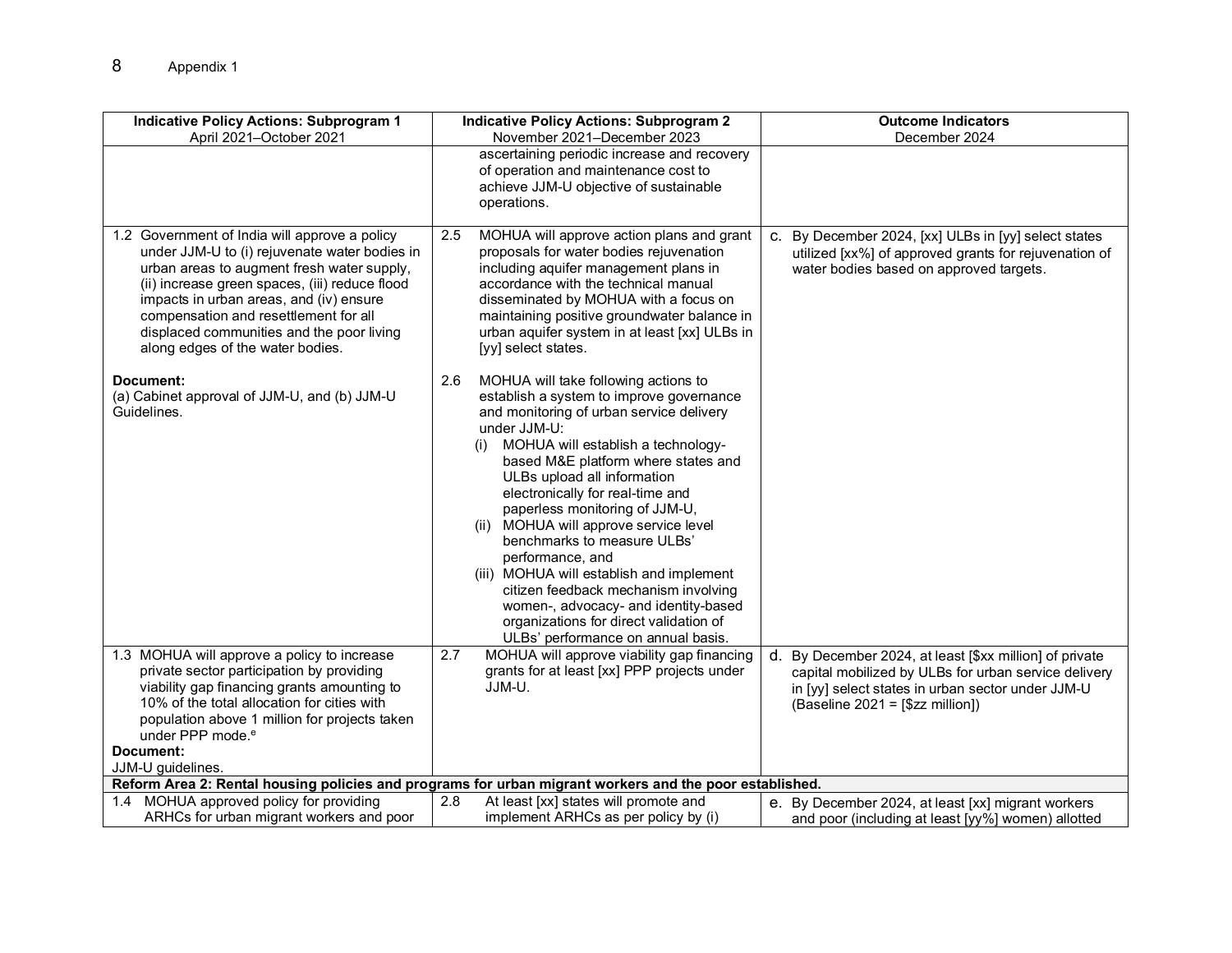Appendix 1

| Indicative Policy Actions: Subprogram 1 April 2021–October 2021 | Indicative Policy Actions: Subprogram 2 November 2021–December 2023 | Outcome Indicators December 2024 |
|---|---|---|
| | ascertaining periodic increase and recovery of operation and maintenance cost to achieve JJM-U objective of sustainable operations. | |
| 1.2 Government of India will approve a policy under JJM-U to (i) rejuvenate water bodies in urban areas to augment fresh water supply, (ii) increase green spaces, (iii) reduce flood impacts in urban areas, and (iv) ensure compensation and resettlement for all displaced communities and the poor living along edges of the water bodies.<br><br>**Document:**<br>(a) Cabinet approval of JJM-U, and (b) JJM-U Guidelines. | 2.5 MOHUA will approve action plans and grant proposals for water bodies rejuvenation including aquifer management plans in accordance with the technical manual disseminated by MOHUA with a focus on maintaining positive groundwater balance in urban aquifer system in at least [xx] ULBs in [yy] select states.<br><br>2.6 MOHUA will take following actions to establish a system to improve governance and monitoring of urban service delivery under JJM-U:<br>(i) MOHUA will establish a technology-based M&E platform where states and ULBs upload all information electronically for real-time and paperless monitoring of JJM-U,<br>(ii) MOHUA will approve service level benchmarks to measure ULBs' performance, and<br>(iii) MOHUA will establish and implement citizen feedback mechanism involving women-, advocacy- and identity-based organizations for direct validation of ULBs' performance on annual basis. | c. By December 2024, [xx] ULBs in [yy] select states utilized [xx%] of approved grants for rejuvenation of water bodies based on approved targets. |
| 1.3 MOHUA will approve a policy to increase private sector participation by providing viability gap financing grants amounting to 10% of the total allocation for cities with population above 1 million for projects taken under PPP mode.[e]<br>**Document:**<br>JJM-U guidelines. | 2.7 MOHUA will approve viability gap financing grants for at least [xx] PPP projects under JJM-U. | d. By December 2024, at least [$xx million] of private capital mobilized by ULBs for urban service delivery in [yy] select states in urban sector under JJM-U (Baseline 2021 = [$zz million]) |
| **Reform Area 2: Rental housing policies and programs for urban migrant workers and the poor established.** | | |
| 1.4 MOHUA approved policy for providing ARHCs for urban migrant workers and poor | 2.8 At least [xx] states will promote and implement ARHCs as per policy by (i) | e. By December 2024, at least [xx] migrant workers and poor (including at least [yy%] women) allotted |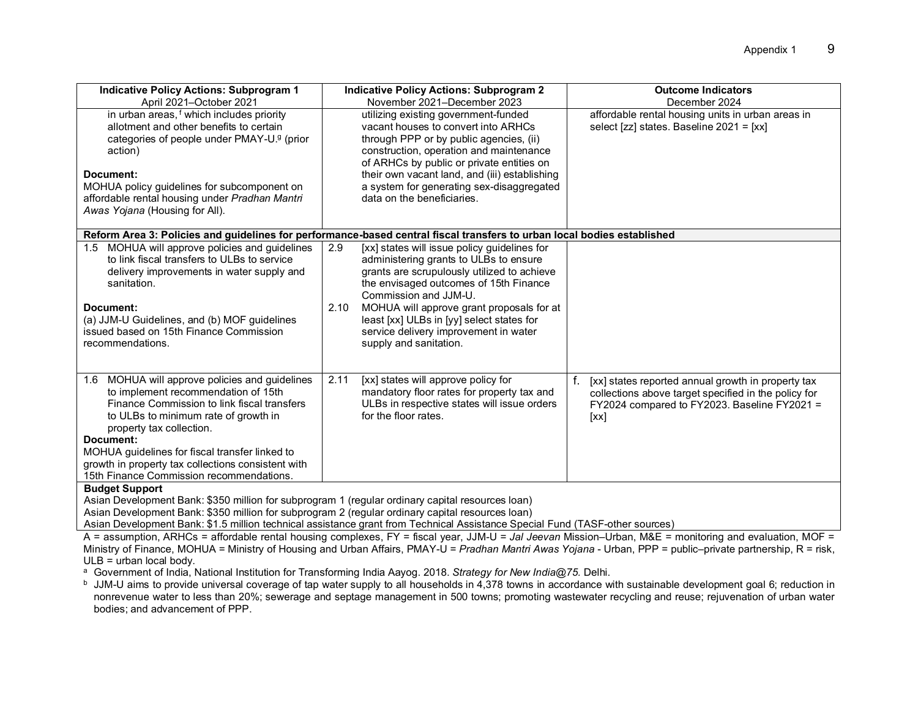| Indicative Policy Actions: Subprogram 1<br>April 2021–October 2021 | Indicative Policy Actions: Subprogram 2<br>November 2021–December 2023 | Outcome Indicators<br>December 2024 |
|---|---|---|
| in urban areas,[f] which includes priority allotment and other benefits to certain categories of people under PMAY-U.[g] (prior action)<br><br>**Document:**<br>MOHUA policy guidelines for subcomponent on affordable rental housing under *Pradhan Mantri Awas Yojana* (Housing for All). | utilizing existing government-funded vacant houses to convert into ARHCs through PPP or by public agencies, (ii) construction, operation and maintenance of ARHCs by public or private entities on their own vacant land, and (iii) establishing a system for generating sex-disaggregated data on the beneficiaries. | affordable rental housing units in urban areas in select [zz] states. Baseline 2021 = [xx] |
| **Reform Area 3: Policies and guidelines for performance-based central fiscal transfers to urban local bodies established** | | |
| 1.5 MOHUA will approve policies and guidelines to link fiscal transfers to ULBs to service delivery improvements in water supply and sanitation.<br><br>**Document:**<br>(a) JJM-U Guidelines, and (b) MOF guidelines issued based on 15th Finance Commission recommendations. | 2.9 [xx] states will issue policy guidelines for administering grants to ULBs to ensure grants are scrupulously utilized to achieve the envisaged outcomes of 15th Finance Commission and JJM-U.<br>2.10 MOHUA will approve grant proposals for at least [xx] ULBs in [yy] select states for service delivery improvement in water supply and sanitation. | |
| 1.6 MOHUA will approve policies and guidelines to implement recommendation of 15th Finance Commission to link fiscal transfers to ULBs to minimum rate of growth in property tax collection.<br>**Document:**<br>MOHUA guidelines for fiscal transfer linked to growth in property tax collections consistent with 15th Finance Commission recommendations. | 2.11 [xx] states will approve policy for mandatory floor rates for property tax and ULBs in respective states will issue orders for the floor rates. | f. [xx] states reported annual growth in property tax collections above target specified in the policy for FY2024 compared to FY2023. Baseline FY2021 = [xx] |
| **Budget Support**<br>Asian Development Bank: $350 million for subprogram 1 (regular ordinary capital resources loan)<br>Asian Development Bank: $350 million for subprogram 2 (regular ordinary capital resources loan)<br>Asian Development Bank: $1.5 million technical assistance grant from Technical Assistance Special Fund (TASF-other sources) | | |

A = assumption, ARHCs = affordable rental housing complexes, FY = fiscal year, JJM-U = *Jal Jeevan* Mission–Urban, M&E = monitoring and evaluation, MOF = Ministry of Finance, MOHUA = Ministry of Housing and Urban Affairs, PMAY-U = *Pradhan Mantri Awas Yojana* - Urban, PPP = public–private partnership, R = risk, ULB = urban local body.

[a] Government of India, National Institution for Transforming India Aayog. 2018. *Strategy for New India@75.* Delhi.

[b] JJM-U aims to provide universal coverage of tap water supply to all households in 4,378 towns in accordance with sustainable development goal 6; reduction in nonrevenue water to less than 20%; sewerage and septage management in 500 towns; promoting wastewater recycling and reuse; rejuvenation of urban water bodies; and advancement of PPP.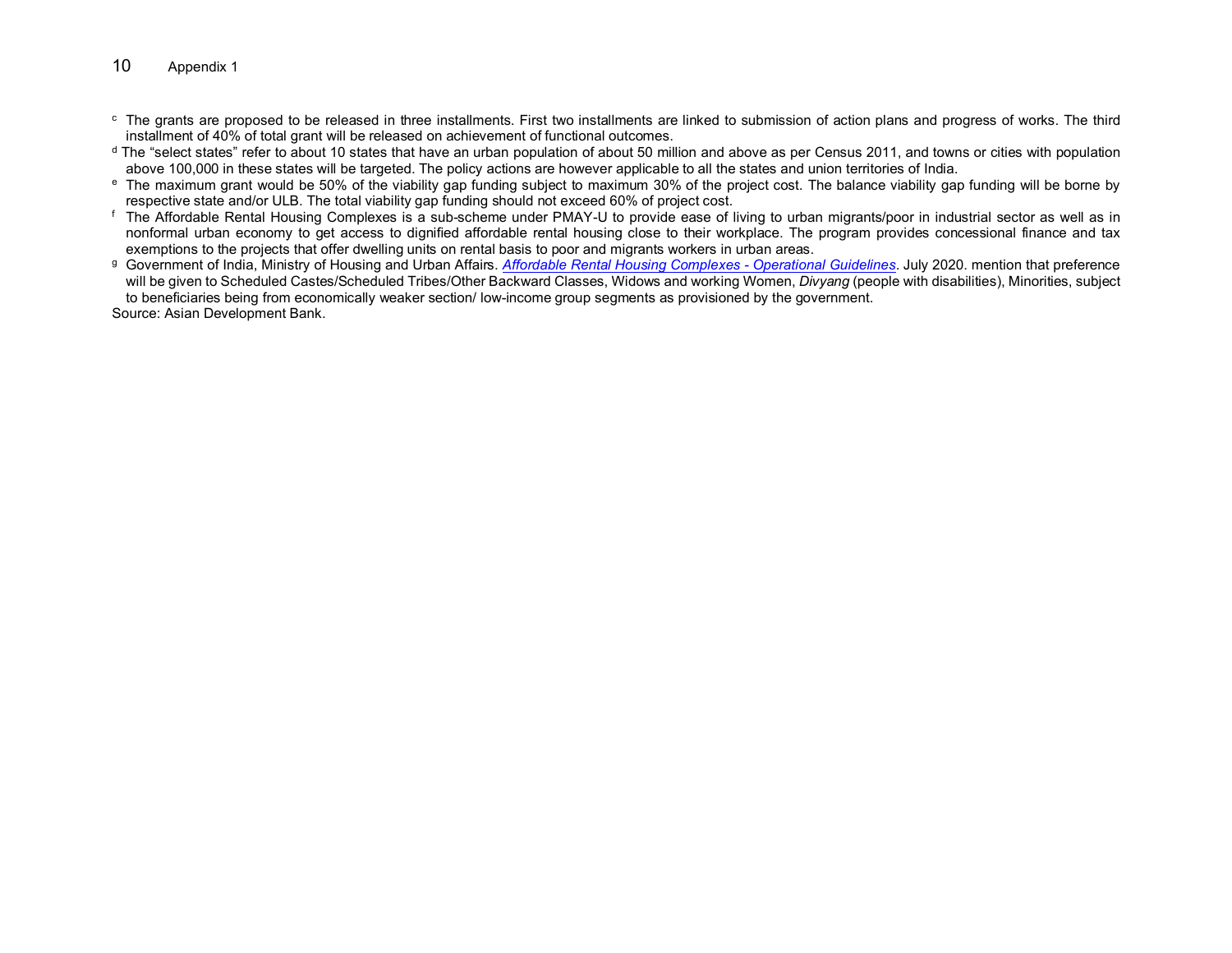[c] The grants are proposed to be released in three installments. First two installments are linked to submission of action plans and progress of works. The third installment of 40% of total grant will be released on achievement of functional outcomes.

[d] The "select states" refer to about 10 states that have an urban population of about 50 million and above as per Census 2011, and towns or cities with population above 100,000 in these states will be targeted. The policy actions are however applicable to all the states and union territories of India.

[e] The maximum grant would be 50% of the viability gap funding subject to maximum 30% of the project cost. The balance viability gap funding will be borne by respective state and/or ULB. The total viability gap funding should not exceed 60% of project cost.

[f] The Affordable Rental Housing Complexes is a sub-scheme under PMAY-U to provide ease of living to urban migrants/poor in industrial sector as well as in nonformal urban economy to get access to dignified affordable rental housing close to their workplace. The program provides concessional finance and tax exemptions to the projects that offer dwelling units on rental basis to poor and migrants workers in urban areas.

[g] Government of India, Ministry of Housing and Urban Affairs. *Affordable Rental Housing Complexes - Operational Guidelines*. July 2020. mention that preference will be given to Scheduled Castes/Scheduled Tribes/Other Backward Classes, Widows and working Women, *Divyang* (people with disabilities), Minorities, subject to beneficiaries being from economically weaker section/ low-income group segments as provisioned by the government.

Source: Asian Development Bank.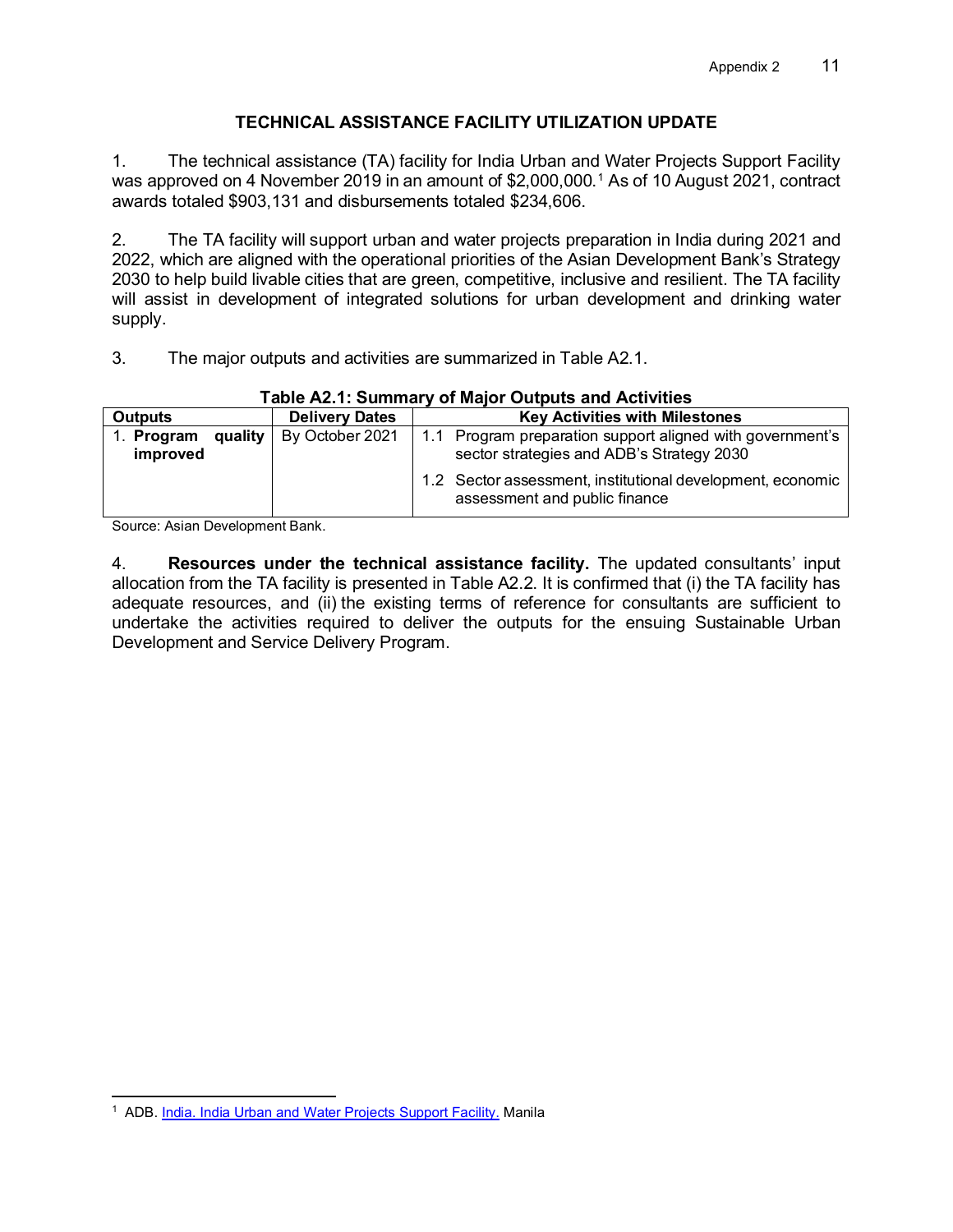## TECHNICAL ASSISTANCE FACILITY UTILIZATION UPDATE

1. The technical assistance (TA) facility for India Urban and Water Projects Support Facility was approved on 4 November 2019 in an amount of $2,000,000.[1] As of 10 August 2021, contract awards totaled $903,131 and disbursements totaled $234,606.

2. The TA facility will support urban and water projects preparation in India during 2021 and 2022, which are aligned with the operational priorities of the Asian Development Bank's Strategy 2030 to help build livable cities that are green, competitive, inclusive and resilient. The TA facility will assist in development of integrated solutions for urban development and drinking water supply.

3. The major outputs and activities are summarized in Table A2.1.

**Table A2.1: Summary of Major Outputs and Activities**

| Outputs | Delivery Dates | Key Activities with Milestones |
|---|---|---|
| 1. **Program quality improved** | By October 2021 | 1.1 Program preparation support aligned with government's sector strategies and ADB's Strategy 2030<br>1.2 Sector assessment, institutional development, economic assessment and public finance |

Source: Asian Development Bank.

4. **Resources under the technical assistance facility.** The updated consultants' input allocation from the TA facility is presented in Table A2.2. It is confirmed that (i) the TA facility has adequate resources, and (ii) the existing terms of reference for consultants are sufficient to undertake the activities required to deliver the outputs for the ensuing Sustainable Urban Development and Service Delivery Program.

[1] ADB. India. India Urban and Water Projects Support Facility. Manila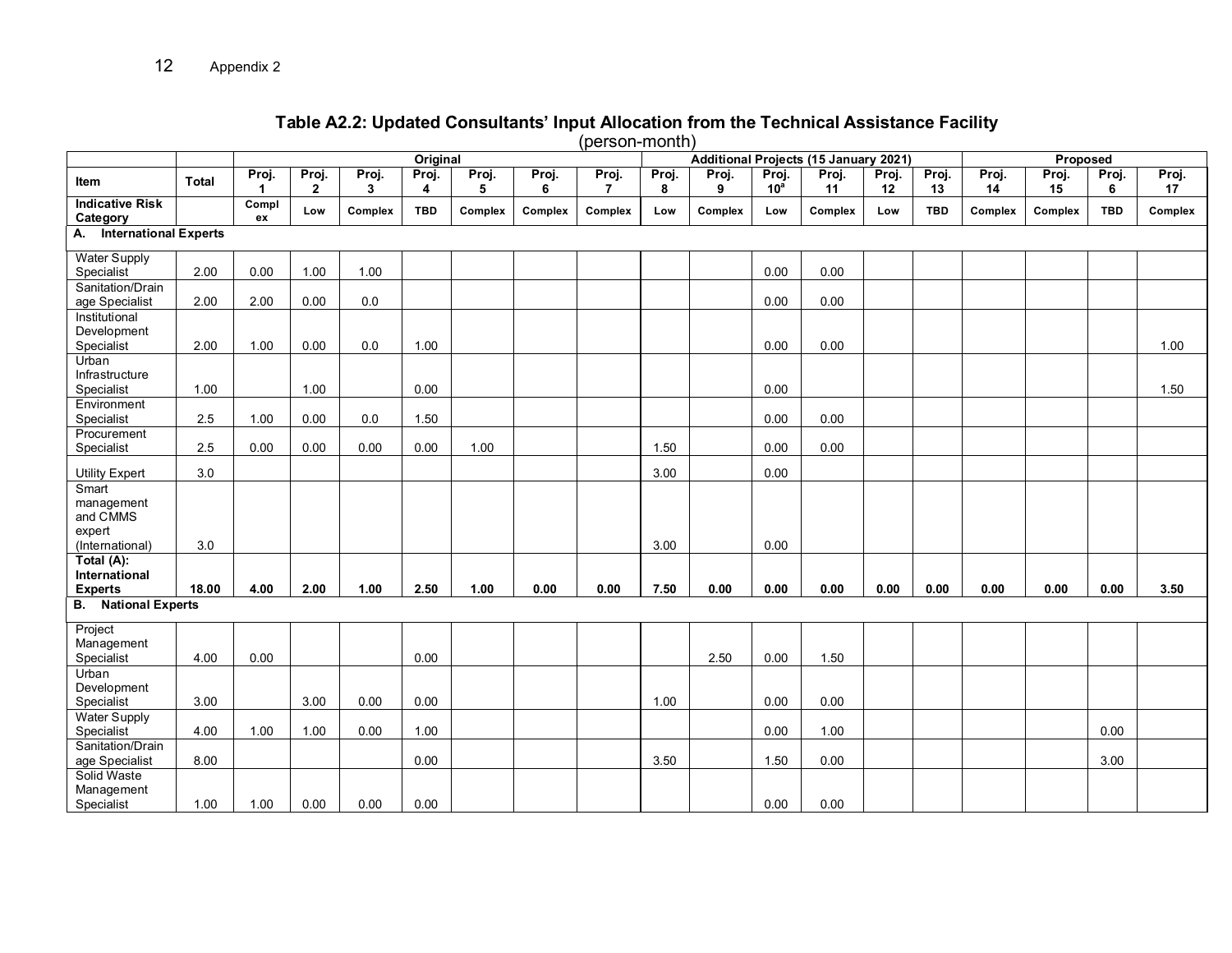**Table A2.2: Updated Consultants' Input Allocation from the Technical Assistance Facility**
(person-month)

| | | Original | | | | | | | Additional Projects (15 January 2021) | | | | | | Proposed | | | |
|---|---|---|---|---|---|---|---|---|---|---|---|---|---|---|---|---|---|---|
| Item | Total | Proj. 1 | Proj. 2 | Proj. 3 | Proj. 4 | Proj. 5 | Proj. 6 | Proj. 7 | Proj. 8 | Proj. 9 | Proj. 10[a] | Proj. 11 | Proj. 12 | Proj. 13 | Proj. 14 | Proj. 15 | Proj. 6 | Proj. 17 |
| Indicative Risk Category | | Complex | Low | Complex | TBD | Complex | Complex | Complex | Low | Complex | Low | Complex | Low | TBD | Complex | Complex | TBD | Complex |
| **A. International Experts** | | | | | | | | | | | | | | | | | | |
| Water Supply Specialist | 2.00 | 0.00 | 1.00 | 1.00 | | | | | | | 0.00 | 0.00 | | | | | | |
| Sanitation/Drainage Specialist | 2.00 | 2.00 | 0.00 | 0.0 | | | | | | | 0.00 | 0.00 | | | | | | |
| Institutional Development Specialist | 2.00 | 1.00 | 0.00 | 0.0 | 1.00 | | | | | | 0.00 | 0.00 | | | | | | 1.00 |
| Urban Infrastructure Specialist | 1.00 | | 1.00 | | 0.00 | | | | | | 0.00 | | | | | | | 1.50 |
| Environment Specialist | 2.5 | 1.00 | 0.00 | 0.0 | 1.50 | | | | | | 0.00 | 0.00 | | | | | | |
| Procurement Specialist | 2.5 | 0.00 | 0.00 | 0.00 | 0.00 | 1.00 | | | 1.50 | | 0.00 | 0.00 | | | | | | |
| Utility Expert | 3.0 | | | | | | | | 3.00 | | 0.00 | | | | | | | |
| Smart management and CMMS expert (International) | 3.0 | | | | | | | | 3.00 | | 0.00 | | | | | | | |
| **Total (A): International Experts** | **18.00** | **4.00** | **2.00** | **1.00** | **2.50** | **1.00** | **0.00** | **0.00** | **7.50** | **0.00** | **0.00** | **0.00** | **0.00** | **0.00** | **0.00** | **0.00** | **0.00** | **3.50** |
| **B. National Experts** | | | | | | | | | | | | | | | | | | |
| Project Management Specialist | 4.00 | 0.00 | | | 0.00 | | | | | 2.50 | 0.00 | 1.50 | | | | | | |
| Urban Development Specialist | 3.00 | | 3.00 | 0.00 | 0.00 | | | | 1.00 | | 0.00 | 0.00 | | | | | | |
| Water Supply Specialist | 4.00 | 1.00 | 1.00 | 0.00 | 1.00 | | | | | | 0.00 | 1.00 | | | | | 0.00 | |
| Sanitation/Drainage Specialist | 8.00 | | | | 0.00 | | | | 3.50 | | 1.50 | 0.00 | | | | | 3.00 | |
| Solid Waste Management Specialist | 1.00 | 1.00 | 0.00 | 0.00 | 0.00 | | | | | | 0.00 | 0.00 | | | | | | |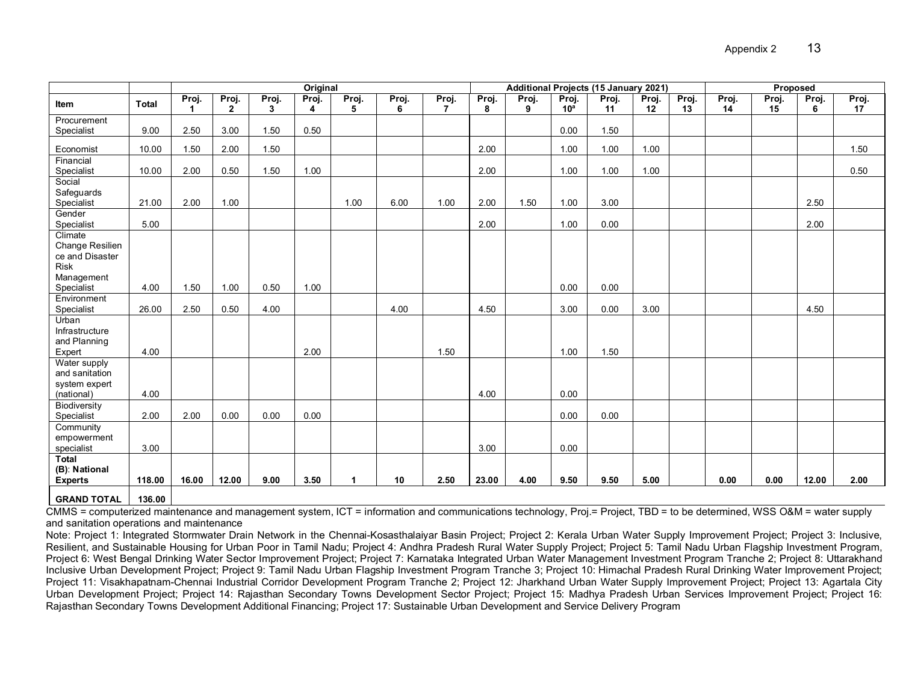| Item | Total | Original | | | | | | | Additional Projects (15 January 2021) | | | | | | Proposed | | | |
|---|---|---|---|---|---|---|---|---|---|---|---|---|---|---|---|---|---|---|
| | | Proj. 1 | Proj. 2 | Proj. 3 | Proj. 4 | Proj. 5 | Proj. 6 | Proj. 7 | Proj. 8 | Proj. 9 | Proj. 10[a] | Proj. 11 | Proj. 12 | Proj. 13 | Proj. 14 | Proj. 15 | Proj. 6 | Proj. 17 |
| Procurement Specialist | 9.00 | 2.50 | 3.00 | 1.50 | 0.50 | | | | | | 0.00 | 1.50 | | | | | | |
| Economist | 10.00 | 1.50 | 2.00 | 1.50 | | | | | 2.00 | | 1.00 | 1.00 | 1.00 | | | | | 1.50 |
| Financial Specialist | 10.00 | 2.00 | 0.50 | 1.50 | 1.00 | | | | 2.00 | | 1.00 | 1.00 | 1.00 | | | | | 0.50 |
| Social Safeguards Specialist | 21.00 | 2.00 | 1.00 | | | 1.00 | 6.00 | 1.00 | 2.00 | 1.50 | 1.00 | 3.00 | | | | | 2.50 | |
| Gender Specialist | 5.00 | | | | | | | | 2.00 | | 1.00 | 0.00 | | | | | 2.00 | |
| Climate Change Resilience and Disaster Risk Management Specialist | 4.00 | 1.50 | 1.00 | 0.50 | 1.00 | | | | | | 0.00 | 0.00 | | | | | | |
| Environment Specialist | 26.00 | 2.50 | 0.50 | 4.00 | | | 4.00 | | 4.50 | | 3.00 | 0.00 | 3.00 | | | | 4.50 | |
| Urban Infrastructure and Planning Expert | 4.00 | | | | 2.00 | | | 1.50 | | | 1.00 | 1.50 | | | | | | |
| Water supply and sanitation system expert (national) | 4.00 | | | | | | | | 4.00 | | 0.00 | | | | | | | |
| Biodiversity Specialist | 2.00 | 2.00 | 0.00 | 0.00 | 0.00 | | | | | | 0.00 | 0.00 | | | | | | |
| Community empowerment specialist | 3.00 | | | | | | | | 3.00 | | 0.00 | | | | | | | |
| **Total (B): National Experts** | **118.00** | **16.00** | **12.00** | **9.00** | **3.50** | **1** | **10** | **2.50** | **23.00** | **4.00** | **9.50** | **9.50** | **5.00** | | **0.00** | **0.00** | **12.00** | **2.00** |
| **GRAND TOTAL** | **136.00** | | | | | | | | | | | | | | | | | |

CMMS = computerized maintenance and management system, ICT = information and communications technology, Proj.= Project, TBD = to be determined, WSS O&M = water supply and sanitation operations and maintenance

Note: Project 1: Integrated Stormwater Drain Network in the Chennai-Kosasthalaiyar Basin Project; Project 2: Kerala Urban Water Supply Improvement Project; Project 3: Inclusive, Resilient, and Sustainable Housing for Urban Poor in Tamil Nadu; Project 4: Andhra Pradesh Rural Water Supply Project; Project 5: Tamil Nadu Urban Flagship Investment Program, Project 6: West Bengal Drinking Water Sector Improvement Project; Project 7: Karnataka Integrated Urban Water Management Investment Program Tranche 2; Project 8: Uttarakhand Inclusive Urban Development Project; Project 9: Tamil Nadu Urban Flagship Investment Program Tranche 3; Project 10: Himachal Pradesh Rural Drinking Water Improvement Project; Project 11: Visakhapatnam-Chennai Industrial Corridor Development Program Tranche 2; Project 12: Jharkhand Urban Water Supply Improvement Project; Project 13: Agartala City Urban Development Project; Project 14: Rajasthan Secondary Towns Development Sector Project; Project 15: Madhya Pradesh Urban Services Improvement Project; Project 16: Rajasthan Secondary Towns Development Additional Financing; Project 17: Sustainable Urban Development and Service Delivery Program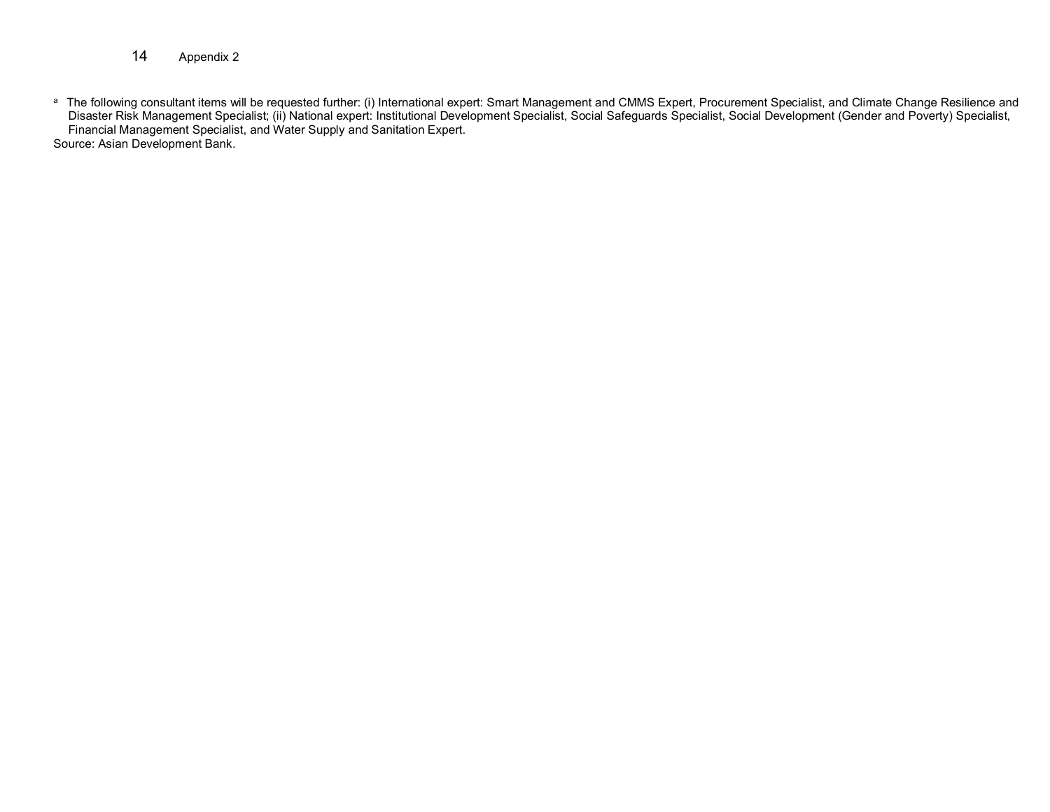[a] The following consultant items will be requested further: (i) International expert: Smart Management and CMMS Expert, Procurement Specialist, and Climate Change Resilience and Disaster Risk Management Specialist; (ii) National expert: Institutional Development Specialist, Social Safeguards Specialist, Social Development (Gender and Poverty) Specialist, Financial Management Specialist, and Water Supply and Sanitation Expert.

Source: Asian Development Bank.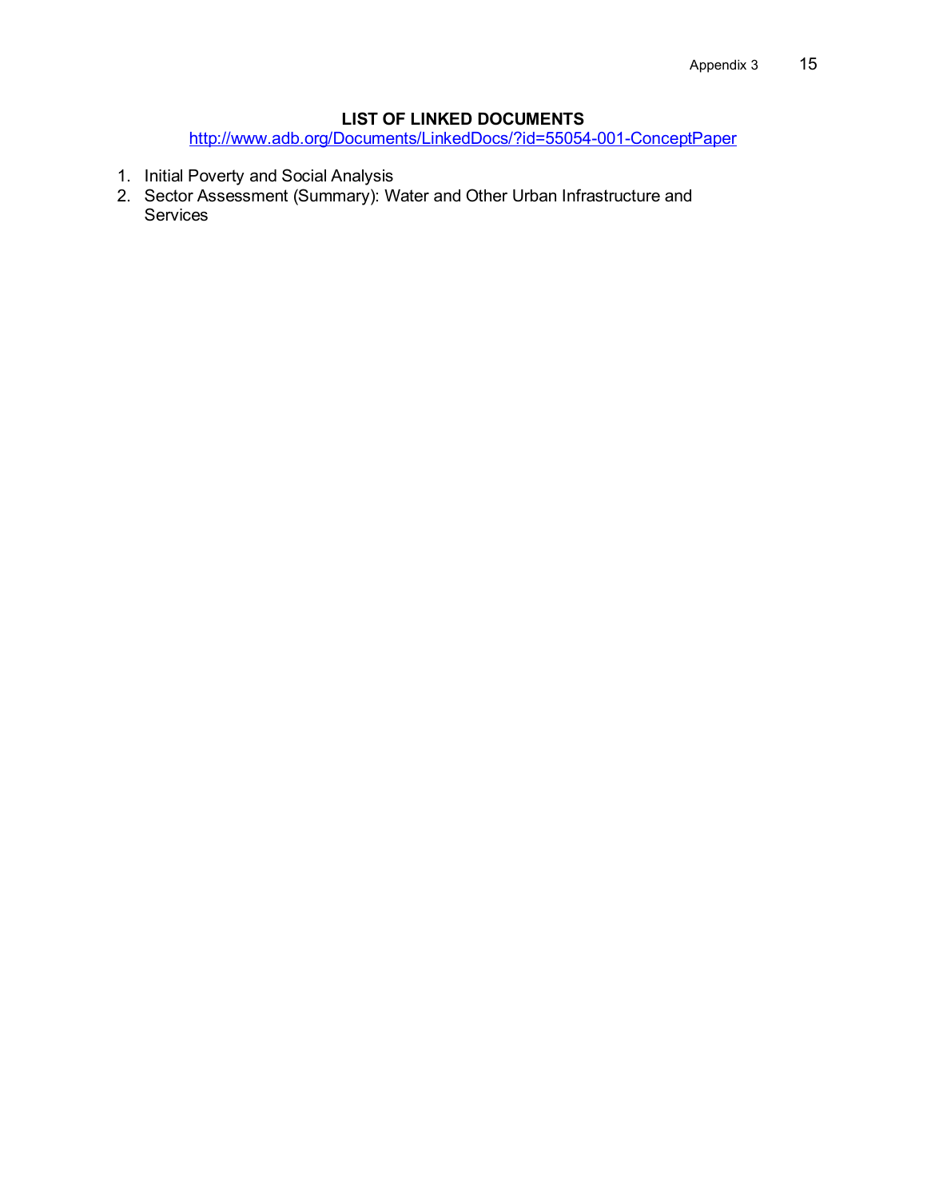# LIST OF LINKED DOCUMENTS

http://www.adb.org/Documents/LinkedDocs/?id=55054-001-ConceptPaper

1. Initial Poverty and Social Analysis
2. Sector Assessment (Summary): Water and Other Urban Infrastructure and Services